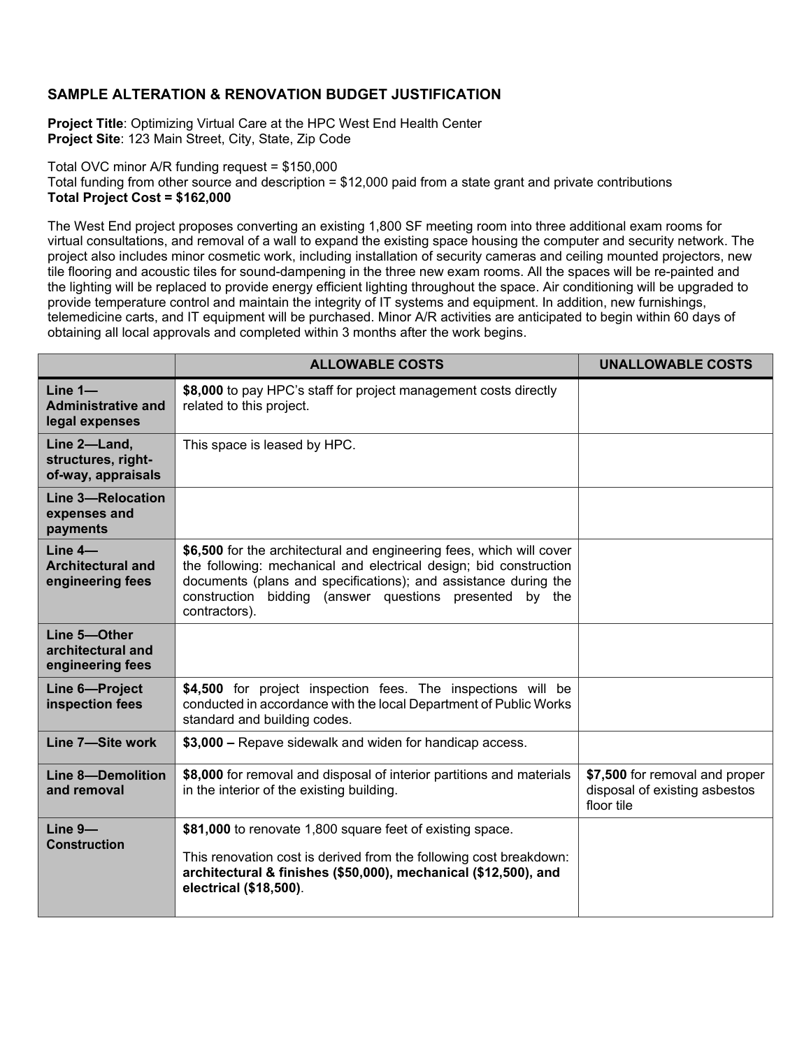## SAMPLE ALTERATION & RENOVATION BUDGET JUSTIFICATION

**Project Title**: Optimizing Virtual Care at the HPC West End Health Center
**Project Site**: 123 Main Street, City, State, Zip Code

Total OVC minor A/R funding request = $150,000
Total funding from other source and description = $12,000 paid from a state grant and private contributions
**Total Project Cost = $162,000**

The West End project proposes converting an existing 1,800 SF meeting room into three additional exam rooms for virtual consultations, and removal of a wall to expand the existing space housing the computer and security network. The project also includes minor cosmetic work, including installation of security cameras and ceiling mounted projectors, new tile flooring and acoustic tiles for sound-dampening in the three new exam rooms. All the spaces will be re-painted and the lighting will be replaced to provide energy efficient lighting throughout the space. Air conditioning will be upgraded to provide temperature control and maintain the integrity of IT systems and equipment. In addition, new furnishings, telemedicine carts, and IT equipment will be purchased. Minor A/R activities are anticipated to begin within 60 days of obtaining all local approvals and completed within 3 months after the work begins.

| | ALLOWABLE COSTS | UNALLOWABLE COSTS |
|---|---|---|
| **Line 1—Administrative and legal expenses** | **$8,000** to pay HPC's staff for project management costs directly related to this project. | |
| **Line 2—Land, structures, right-of-way, appraisals** | This space is leased by HPC. | |
| **Line 3—Relocation expenses and payments** | | |
| **Line 4—Architectural and engineering fees** | **$6,500** for the architectural and engineering fees, which will cover the following: mechanical and electrical design; bid construction documents (plans and specifications); and assistance during the construction bidding (answer questions presented by the contractors). | |
| **Line 5—Other architectural and engineering fees** | | |
| **Line 6—Project inspection fees** | **$4,500** for project inspection fees. The inspections will be conducted in accordance with the local Department of Public Works standard and building codes. | |
| **Line 7—Site work** | **$3,000 –** Repave sidewalk and widen for handicap access. | |
| **Line 8—Demolition and removal** | **$8,000** for removal and disposal of interior partitions and materials in the interior of the existing building. | **$7,500** for removal and proper disposal of existing asbestos floor tile |
| **Line 9—Construction** | **$81,000** to renovate 1,800 square feet of existing space. This renovation cost is derived from the following cost breakdown: **architectural & finishes ($50,000), mechanical ($12,500), and electrical ($18,500)**. | |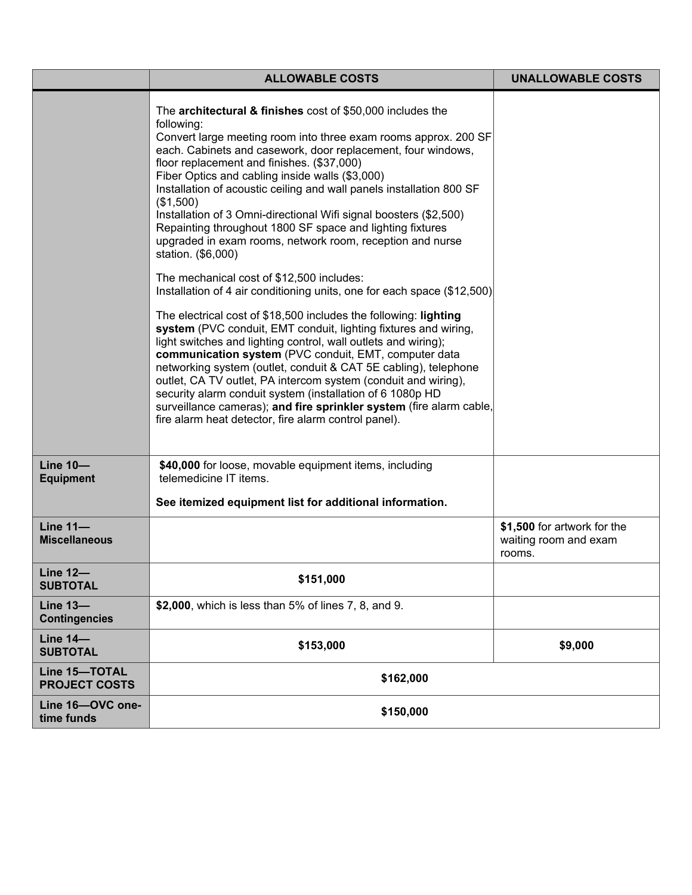| | ALLOWABLE COSTS | UNALLOWABLE COSTS |
|---|---|---|
| | The **architectural & finishes** cost of $50,000 includes the following:<br>Convert large meeting room into three exam rooms approx. 200 SF each. Cabinets and casework, door replacement, four windows, floor replacement and finishes. ($37,000)<br>Fiber Optics and cabling inside walls ($3,000)<br>Installation of acoustic ceiling and wall panels installation 800 SF ($1,500)<br>Installation of 3 Omni-directional Wifi signal boosters ($2,500)<br>Repainting throughout 1800 SF space and lighting fixtures upgraded in exam rooms, network room, reception and nurse station. ($6,000)<br><br>The mechanical cost of $12,500 includes:<br>Installation of 4 air conditioning units, one for each space ($12,500)<br><br>The electrical cost of $18,500 includes the following: **lighting system** (PVC conduit, EMT conduit, lighting fixtures and wiring, light switches and lighting control, wall outlets and wiring); **communication system** (PVC conduit, EMT, computer data networking system (outlet, conduit & CAT 5E cabling), telephone outlet, CA TV outlet, PA intercom system (conduit and wiring), security alarm conduit system (installation of 6 1080p HD surveillance cameras); **and fire sprinkler system** (fire alarm cable, fire alarm heat detector, fire alarm control panel). | |
| **Line 10—Equipment** | **$40,000** for loose, movable equipment items, including telemedicine IT items.<br><br>**See itemized equipment list for additional information.** | |
| **Line 11—Miscellaneous** | | **$1,500** for artwork for the waiting room and exam rooms. |
| **Line 12—SUBTOTAL** | **$151,000** | |
| **Line 13—Contingencies** | **$2,000**, which is less than 5% of lines 7, 8, and 9. | |
| **Line 14—SUBTOTAL** | **$153,000** | **$9,000** |
| **Line 15—TOTAL PROJECT COSTS** | **$162,000** | |
| **Line 16—OVC one-time funds** | **$150,000** | |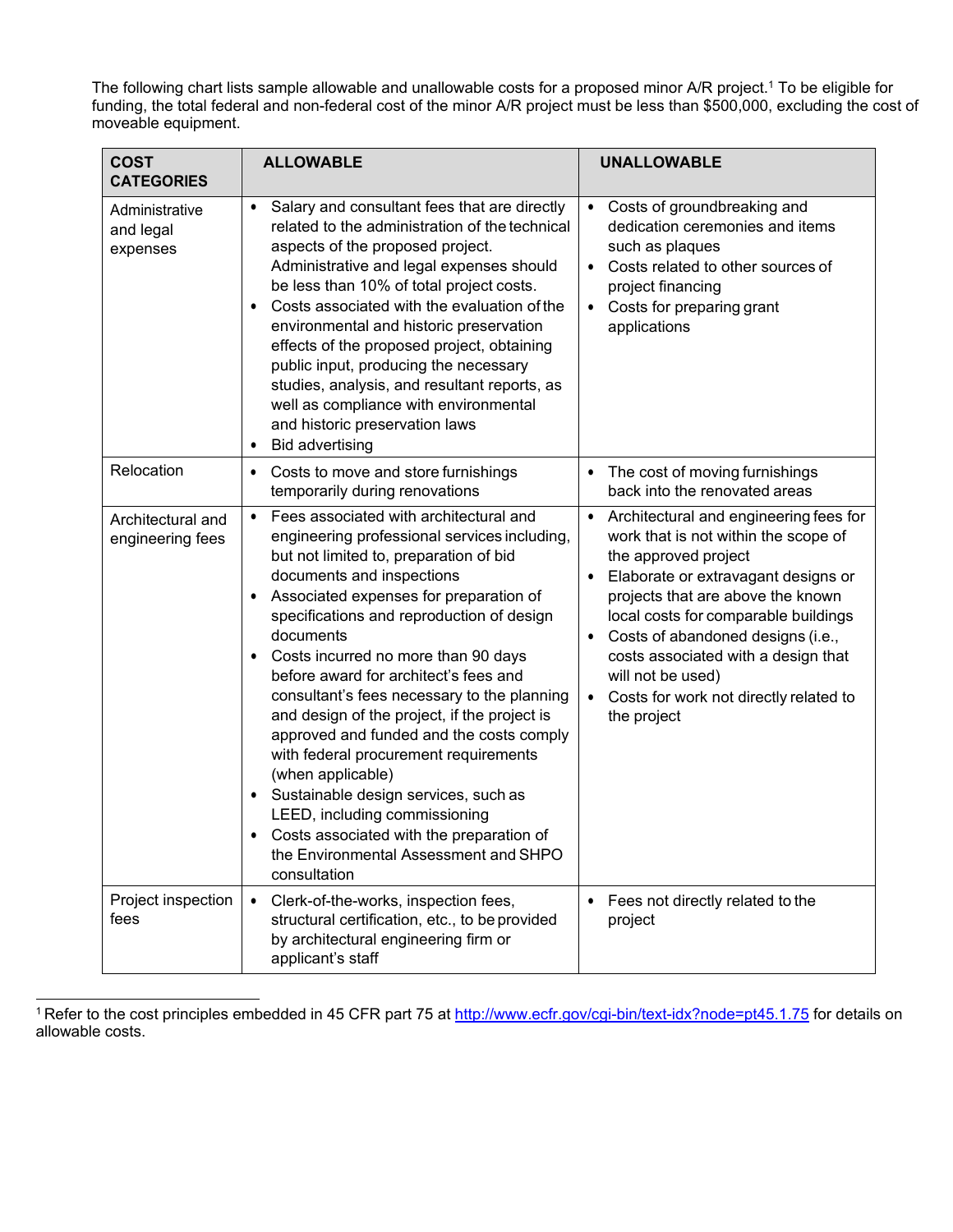The following chart lists sample allowable and unallowable costs for a proposed minor A/R project.[1] To be eligible for funding, the total federal and non-federal cost of the minor A/R project must be less than $500,000, excluding the cost of moveable equipment.

| COST CATEGORIES | ALLOWABLE | UNALLOWABLE |
|---|---|---|
| Administrative and legal expenses | • Salary and consultant fees that are directly related to the administration of the technical aspects of the proposed project. Administrative and legal expenses should be less than 10% of total project costs.<br>• Costs associated with the evaluation of the environmental and historic preservation effects of the proposed project, obtaining public input, producing the necessary studies, analysis, and resultant reports, as well as compliance with environmental and historic preservation laws<br>• Bid advertising | • Costs of groundbreaking and dedication ceremonies and items such as plaques<br>• Costs related to other sources of project financing<br>• Costs for preparing grant applications |
| Relocation | • Costs to move and store furnishings temporarily during renovations | • The cost of moving furnishings back into the renovated areas |
| Architectural and engineering fees | • Fees associated with architectural and engineering professional services including, but not limited to, preparation of bid documents and inspections<br>• Associated expenses for preparation of specifications and reproduction of design documents<br>• Costs incurred no more than 90 days before award for architect's fees and consultant's fees necessary to the planning and design of the project, if the project is approved and funded and the costs comply with federal procurement requirements (when applicable)<br>• Sustainable design services, such as LEED, including commissioning<br>• Costs associated with the preparation of the Environmental Assessment and SHPO consultation | • Architectural and engineering fees for work that is not within the scope of the approved project<br>• Elaborate or extravagant designs or projects that are above the known local costs for comparable buildings<br>• Costs of abandoned designs (i.e., costs associated with a design that will not be used)<br>• Costs for work not directly related to the project |
| Project inspection fees | • Clerk-of-the-works, inspection fees, structural certification, etc., to be provided by architectural engineering firm or applicant's staff | • Fees not directly related to the project |

[1] Refer to the cost principles embedded in 45 CFR part 75 at http://www.ecfr.gov/cgi-bin/text-idx?node=pt45.1.75 for details on allowable costs.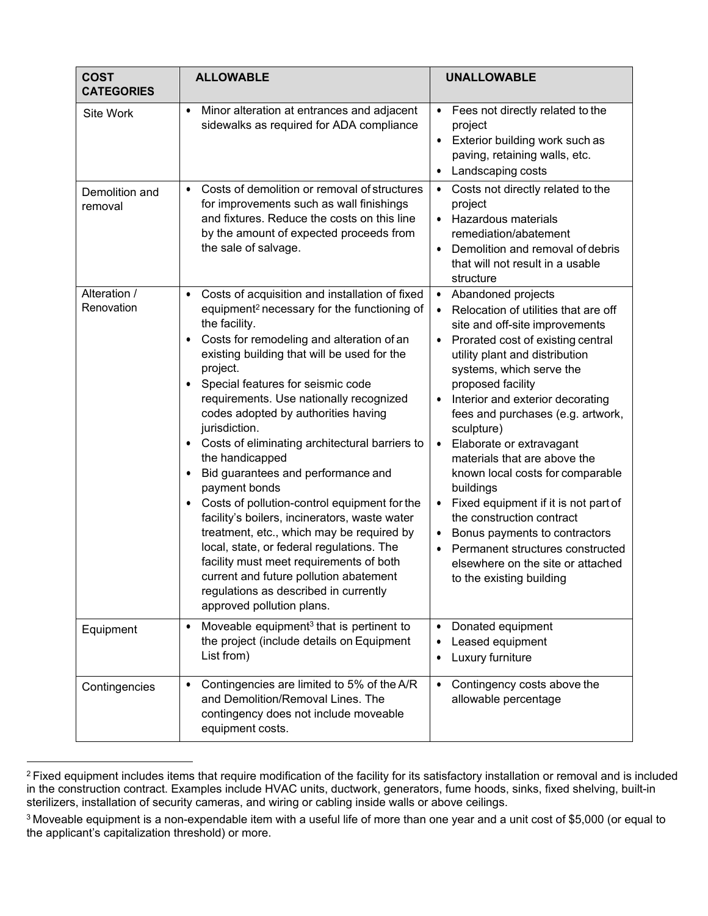| COST CATEGORIES | ALLOWABLE | UNALLOWABLE |
|---|---|---|
| Site Work | • Minor alteration at entrances and adjacent sidewalks as required for ADA compliance | • Fees not directly related to the project<br>• Exterior building work such as paving, retaining walls, etc.<br>• Landscaping costs |
| Demolition and removal | • Costs of demolition or removal of structures for improvements such as wall finishings and fixtures. Reduce the costs on this line by the amount of expected proceeds from the sale of salvage. | • Costs not directly related to the project<br>• Hazardous materials remediation/abatement<br>• Demolition and removal of debris that will not result in a usable structure |
| Alteration / Renovation | • Costs of acquisition and installation of fixed equipment[2] necessary for the functioning of the facility.<br>• Costs for remodeling and alteration of an existing building that will be used for the project.<br>• Special features for seismic code requirements. Use nationally recognized codes adopted by authorities having jurisdiction.<br>• Costs of eliminating architectural barriers to the handicapped<br>• Bid guarantees and performance and payment bonds<br>• Costs of pollution-control equipment for the facility's boilers, incinerators, waste water treatment, etc., which may be required by local, state, or federal regulations. The facility must meet requirements of both current and future pollution abatement regulations as described in currently approved pollution plans. | • Abandoned projects<br>• Relocation of utilities that are off site and off-site improvements<br>• Prorated cost of existing central utility plant and distribution systems, which serve the proposed facility<br>• Interior and exterior decorating fees and purchases (e.g. artwork, sculpture)<br>• Elaborate or extravagant materials that are above the known local costs for comparable buildings<br>• Fixed equipment if it is not part of the construction contract<br>• Bonus payments to contractors<br>• Permanent structures constructed elsewhere on the site or attached to the existing building |
| Equipment | • Moveable equipment[3] that is pertinent to the project (include details on Equipment List from) | • Donated equipment<br>• Leased equipment<br>• Luxury furniture |
| Contingencies | • Contingencies are limited to 5% of the A/R and Demolition/Removal Lines. The contingency does not include moveable equipment costs. | • Contingency costs above the allowable percentage |

[2] Fixed equipment includes items that require modification of the facility for its satisfactory installation or removal and is included in the construction contract. Examples include HVAC units, ductwork, generators, fume hoods, sinks, fixed shelving, built-in sterilizers, installation of security cameras, and wiring or cabling inside walls or above ceilings.

[3] Moveable equipment is a non-expendable item with a useful life of more than one year and a unit cost of $5,000 (or equal to the applicant's capitalization threshold) or more.